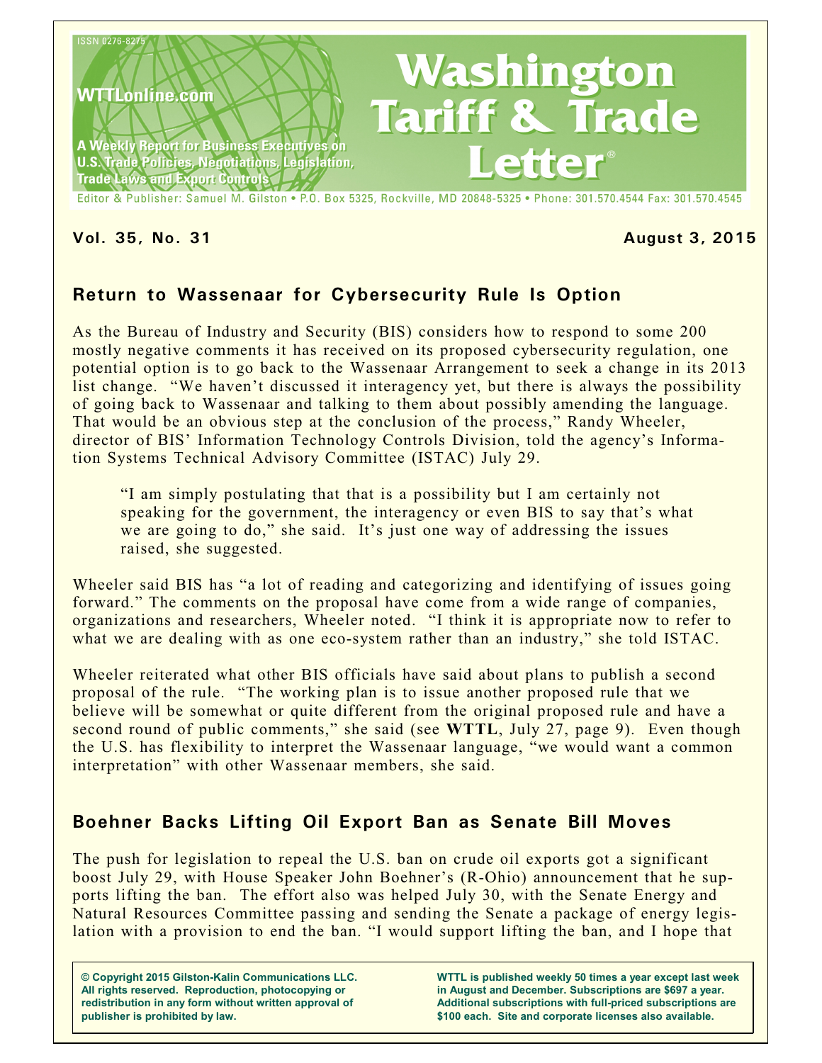# Washington Tariff & Trade Letter®

ISSN 0276-8275

WTTLonline.com

A Weekly Report for Business Executives on U.S. Trade Policies, Negotiations, Legislation, Trade Laws and Export Controls

Editor & Publisher: Samuel M. Gilston • P.O. Box 5325, Rockville, MD 20848-5325 • Phone: 301.570.4544 Fax: 301.570.4545

**Vol. 35, No. 31** **August 3, 2015**

## Return to Wassenaar for Cybersecurity Rule Is Option

As the Bureau of Industry and Security (BIS) considers how to respond to some 200 mostly negative comments it has received on its proposed cybersecurity regulation, one potential option is to go back to the Wassenaar Arrangement to seek a change in its 2013 list change. "We haven't discussed it interagency yet, but there is always the possibility of going back to Wassenaar and talking to them about possibly amending the language. That would be an obvious step at the conclusion of the process," Randy Wheeler, director of BIS' Information Technology Controls Division, told the agency's Information Systems Technical Advisory Committee (ISTAC) July 29.

> "I am simply postulating that that is a possibility but I am certainly not speaking for the government, the interagency or even BIS to say that's what we are going to do," she said. It's just one way of addressing the issues raised, she suggested.

Wheeler said BIS has "a lot of reading and categorizing and identifying of issues going forward." The comments on the proposal have come from a wide range of companies, organizations and researchers, Wheeler noted. "I think it is appropriate now to refer to what we are dealing with as one eco-system rather than an industry," she told ISTAC.

Wheeler reiterated what other BIS officials have said about plans to publish a second proposal of the rule. "The working plan is to issue another proposed rule that we believe will be somewhat or quite different from the original proposed rule and have a second round of public comments," she said (see **WTTL**, July 27, page 9). Even though the U.S. has flexibility to interpret the Wassenaar language, "we would want a common interpretation" with other Wassenaar members, she said.

## Boehner Backs Lifting Oil Export Ban as Senate Bill Moves

The push for legislation to repeal the U.S. ban on crude oil exports got a significant boost July 29, with House Speaker John Boehner's (R-Ohio) announcement that he supports lifting the ban. The effort also was helped July 30, with the Senate Energy and Natural Resources Committee passing and sending the Senate a package of energy legislation with a provision to end the ban. "I would support lifting the ban, and I hope that

**© Copyright 2015 Gilston-Kalin Communications LLC. All rights reserved. Reproduction, photocopying or redistribution in any form without written approval of publisher is prohibited by law.**

**WTTL is published weekly 50 times a year except last week in August and December. Subscriptions are $697 a year. Additional subscriptions with full-priced subscriptions are $100 each. Site and corporate licenses also available.**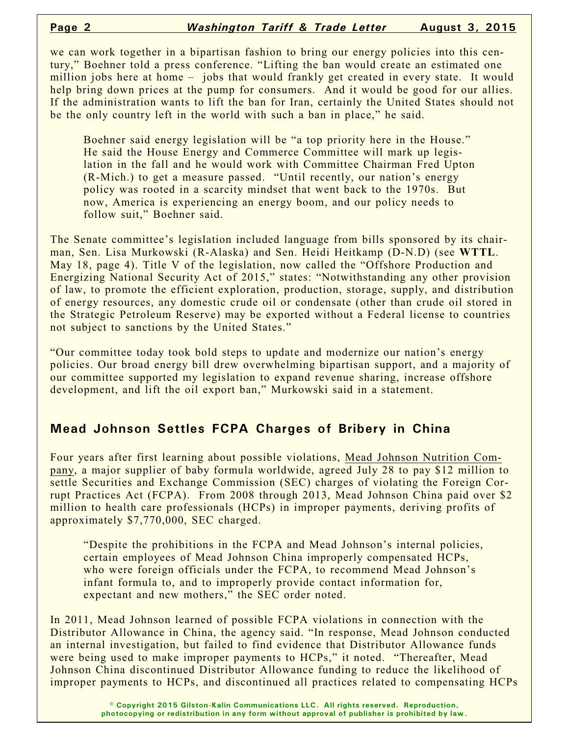we can work together in a bipartisan fashion to bring our energy policies into this century," Boehner told a press conference. "Lifting the ban would create an estimated one million jobs here at home – jobs that would frankly get created in every state. It would help bring down prices at the pump for consumers. And it would be good for our allies. If the administration wants to lift the ban for Iran, certainly the United States should not be the only country left in the world with such a ban in place," he said.

> Boehner said energy legislation will be "a top priority here in the House." He said the House Energy and Commerce Committee will mark up legislation in the fall and he would work with Committee Chairman Fred Upton (R-Mich.) to get a measure passed. "Until recently, our nation's energy policy was rooted in a scarcity mindset that went back to the 1970s. But now, America is experiencing an energy boom, and our policy needs to follow suit," Boehner said.

The Senate committee's legislation included language from bills sponsored by its chairman, Sen. Lisa Murkowski (R-Alaska) and Sen. Heidi Heitkamp (D-N.D) (see **WTTL**. May 18, page 4). Title V of the legislation, now called the "Offshore Production and Energizing National Security Act of 2015," states: "Notwithstanding any other provision of law, to promote the efficient exploration, production, storage, supply, and distribution of energy resources, any domestic crude oil or condensate (other than crude oil stored in the Strategic Petroleum Reserve) may be exported without a Federal license to countries not subject to sanctions by the United States."

"Our committee today took bold steps to update and modernize our nation's energy policies. Our broad energy bill drew overwhelming bipartisan support, and a majority of our committee supported my legislation to expand revenue sharing, increase offshore development, and lift the oil export ban," Murkowski said in a statement.

## Mead Johnson Settles FCPA Charges of Bribery in China

Four years after first learning about possible violations, Mead Johnson Nutrition Company, a major supplier of baby formula worldwide, agreed July 28 to pay $12 million to settle Securities and Exchange Commission (SEC) charges of violating the Foreign Corrupt Practices Act (FCPA). From 2008 through 2013, Mead Johnson China paid over $2 million to health care professionals (HCPs) in improper payments, deriving profits of approximately $7,770,000, SEC charged.

> "Despite the prohibitions in the FCPA and Mead Johnson's internal policies, certain employees of Mead Johnson China improperly compensated HCPs, who were foreign officials under the FCPA, to recommend Mead Johnson's infant formula to, and to improperly provide contact information for, expectant and new mothers," the SEC order noted.

In 2011, Mead Johnson learned of possible FCPA violations in connection with the Distributor Allowance in China, the agency said. "In response, Mead Johnson conducted an internal investigation, but failed to find evidence that Distributor Allowance funds were being used to make improper payments to HCPs," it noted. "Thereafter, Mead Johnson China discontinued Distributor Allowance funding to reduce the likelihood of improper payments to HCPs, and discontinued all practices related to compensating HCPs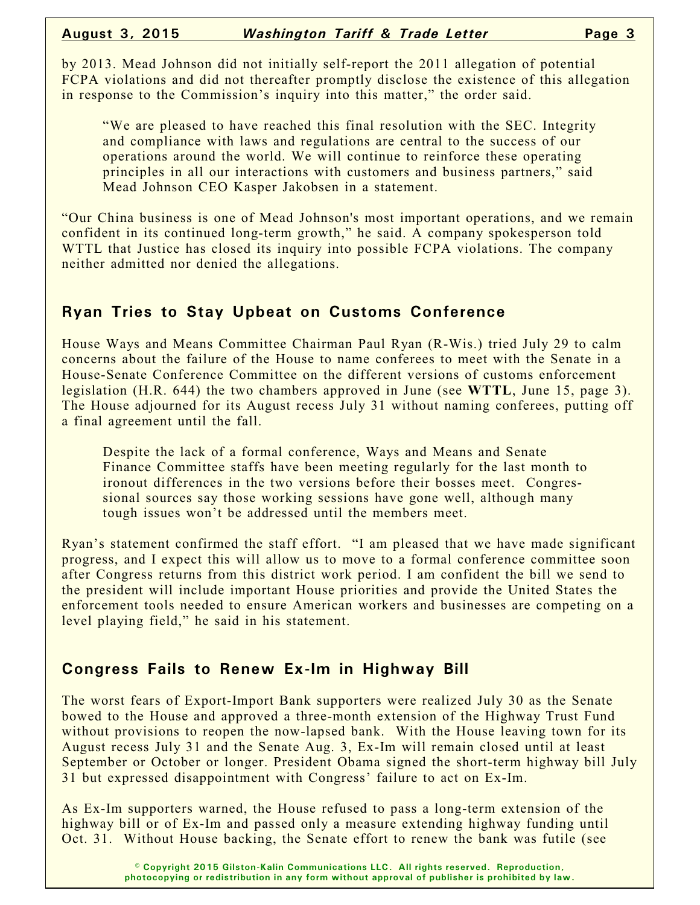by 2013. Mead Johnson did not initially self-report the 2011 allegation of potential FCPA violations and did not thereafter promptly disclose the existence of this allegation in response to the Commission's inquiry into this matter," the order said.

> "We are pleased to have reached this final resolution with the SEC. Integrity and compliance with laws and regulations are central to the success of our operations around the world. We will continue to reinforce these operating principles in all our interactions with customers and business partners," said Mead Johnson CEO Kasper Jakobsen in a statement.

"Our China business is one of Mead Johnson's most important operations, and we remain confident in its continued long-term growth," he said. A company spokesperson told WTTL that Justice has closed its inquiry into possible FCPA violations. The company neither admitted nor denied the allegations.

## Ryan Tries to Stay Upbeat on Customs Conference

House Ways and Means Committee Chairman Paul Ryan (R-Wis.) tried July 29 to calm concerns about the failure of the House to name conferees to meet with the Senate in a House-Senate Conference Committee on the different versions of customs enforcement legislation (H.R. 644) the two chambers approved in June (see **WTTL**, June 15, page 3). The House adjourned for its August recess July 31 without naming conferees, putting off a final agreement until the fall.

> Despite the lack of a formal conference, Ways and Means and Senate Finance Committee staffs have been meeting regularly for the last month to ironout differences in the two versions before their bosses meet. Congressional sources say those working sessions have gone well, although many tough issues won't be addressed until the members meet.

Ryan's statement confirmed the staff effort. "I am pleased that we have made significant progress, and I expect this will allow us to move to a formal conference committee soon after Congress returns from this district work period. I am confident the bill we send to the president will include important House priorities and provide the United States the enforcement tools needed to ensure American workers and businesses are competing on a level playing field," he said in his statement.

## Congress Fails to Renew Ex-Im in Highway Bill

The worst fears of Export-Import Bank supporters were realized July 30 as the Senate bowed to the House and approved a three-month extension of the Highway Trust Fund without provisions to reopen the now-lapsed bank. With the House leaving town for its August recess July 31 and the Senate Aug. 3, Ex-Im will remain closed until at least September or October or longer. President Obama signed the short-term highway bill July 31 but expressed disappointment with Congress' failure to act on Ex-Im.

As Ex-Im supporters warned, the House refused to pass a long-term extension of the highway bill or of Ex-Im and passed only a measure extending highway funding until Oct. 31. Without House backing, the Senate effort to renew the bank was futile (see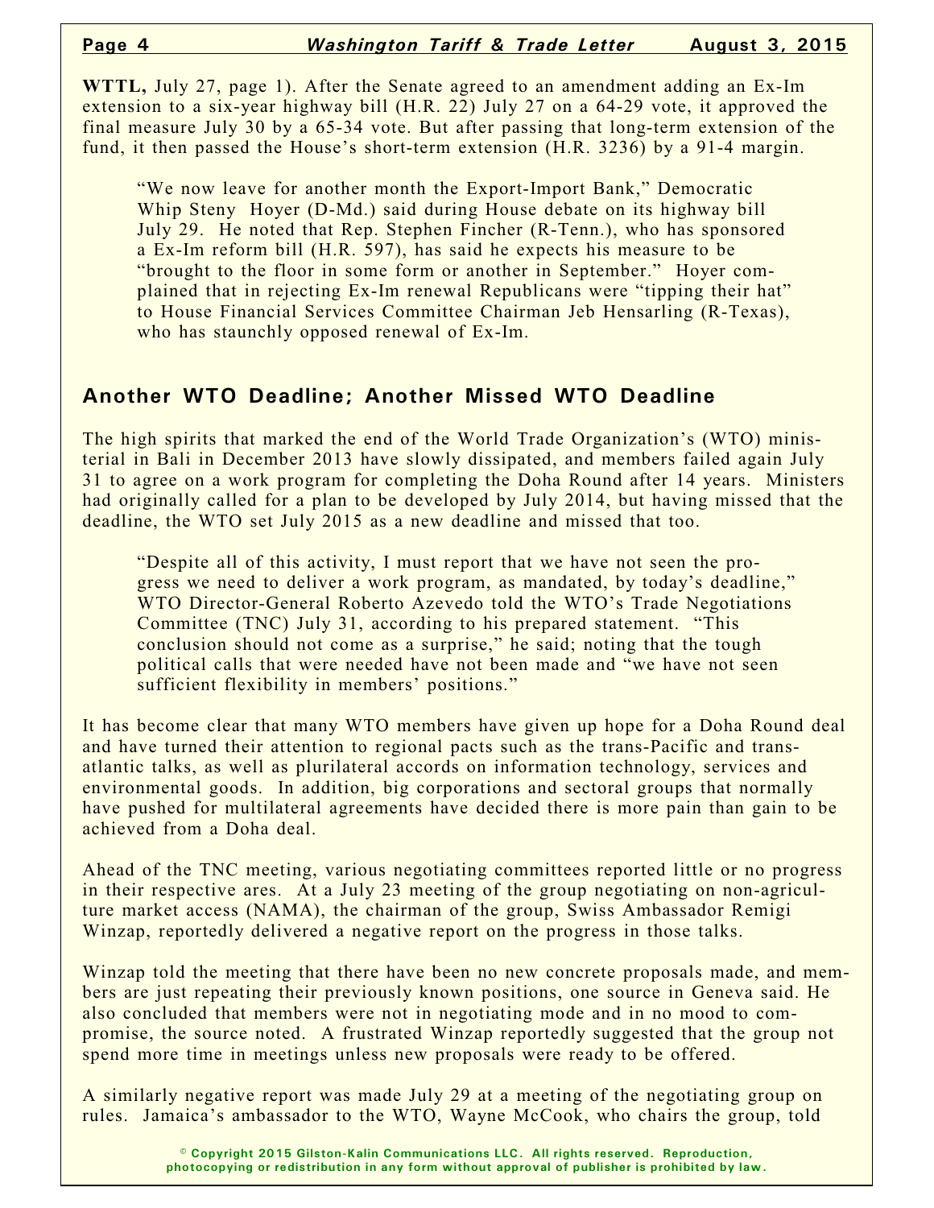**WTTL,** July 27, page 1). After the Senate agreed to an amendment adding an Ex-Im extension to a six-year highway bill (H.R. 22) July 27 on a 64-29 vote, it approved the final measure July 30 by a 65-34 vote. But after passing that long-term extension of the fund, it then passed the House's short-term extension (H.R. 3236) by a 91-4 margin.

> "We now leave for another month the Export-Import Bank," Democratic Whip Steny Hoyer (D-Md.) said during House debate on its highway bill July 29. He noted that Rep. Stephen Fincher (R-Tenn.), who has sponsored a Ex-Im reform bill (H.R. 597), has said he expects his measure to be "brought to the floor in some form or another in September." Hoyer complained that in rejecting Ex-Im renewal Republicans were "tipping their hat" to House Financial Services Committee Chairman Jeb Hensarling (R-Texas), who has staunchly opposed renewal of Ex-Im.

## Another WTO Deadline; Another Missed WTO Deadline

The high spirits that marked the end of the World Trade Organization's (WTO) ministerial in Bali in December 2013 have slowly dissipated, and members failed again July 31 to agree on a work program for completing the Doha Round after 14 years. Ministers had originally called for a plan to be developed by July 2014, but having missed that the deadline, the WTO set July 2015 as a new deadline and missed that too.

> "Despite all of this activity, I must report that we have not seen the progress we need to deliver a work program, as mandated, by today's deadline," WTO Director-General Roberto Azevedo told the WTO's Trade Negotiations Committee (TNC) July 31, according to his prepared statement. "This conclusion should not come as a surprise," he said; noting that the tough political calls that were needed have not been made and "we have not seen sufficient flexibility in members' positions."

It has become clear that many WTO members have given up hope for a Doha Round deal and have turned their attention to regional pacts such as the trans-Pacific and trans-atlantic talks, as well as plurilateral accords on information technology, services and environmental goods. In addition, big corporations and sectoral groups that normally have pushed for multilateral agreements have decided there is more pain than gain to be achieved from a Doha deal.

Ahead of the TNC meeting, various negotiating committees reported little or no progress in their respective ares. At a July 23 meeting of the group negotiating on non-agriculture market access (NAMA), the chairman of the group, Swiss Ambassador Remigi Winzap, reportedly delivered a negative report on the progress in those talks.

Winzap told the meeting that there have been no new concrete proposals made, and members are just repeating their previously known positions, one source in Geneva said. He also concluded that members were not in negotiating mode and in no mood to compromise, the source noted. A frustrated Winzap reportedly suggested that the group not spend more time in meetings unless new proposals were ready to be offered.

A similarly negative report was made July 29 at a meeting of the negotiating group on rules. Jamaica's ambassador to the WTO, Wayne McCook, who chairs the group, told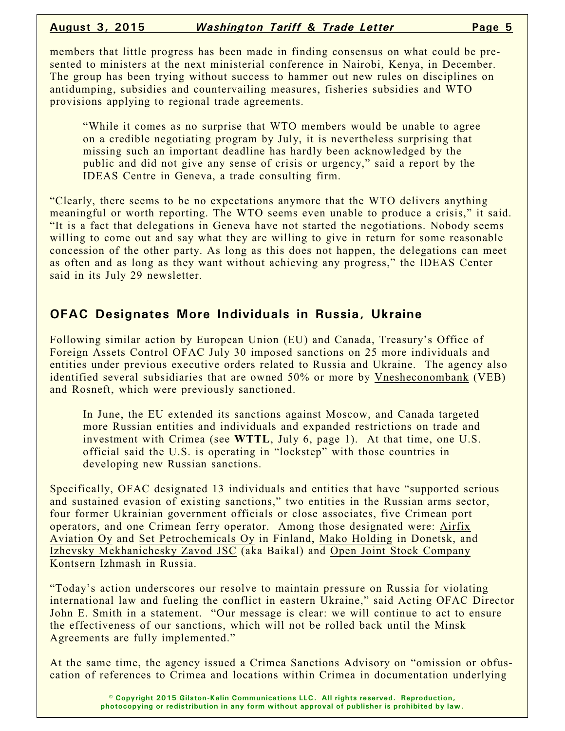members that little progress has been made in finding consensus on what could be presented to ministers at the next ministerial conference in Nairobi, Kenya, in December. The group has been trying without success to hammer out new rules on disciplines on antidumping, subsidies and countervailing measures, fisheries subsidies and WTO provisions applying to regional trade agreements.

> "While it comes as no surprise that WTO members would be unable to agree on a credible negotiating program by July, it is nevertheless surprising that missing such an important deadline has hardly been acknowledged by the public and did not give any sense of crisis or urgency," said a report by the IDEAS Centre in Geneva, a trade consulting firm.

"Clearly, there seems to be no expectations anymore that the WTO delivers anything meaningful or worth reporting. The WTO seems even unable to produce a crisis," it said. "It is a fact that delegations in Geneva have not started the negotiations. Nobody seems willing to come out and say what they are willing to give in return for some reasonable concession of the other party. As long as this does not happen, the delegations can meet as often and as long as they want without achieving any progress," the IDEAS Center said in its July 29 newsletter.

## OFAC Designates More Individuals in Russia, Ukraine

Following similar action by European Union (EU) and Canada, Treasury's Office of Foreign Assets Control OFAC July 30 imposed sanctions on 25 more individuals and entities under previous executive orders related to Russia and Ukraine. The agency also identified several subsidiaries that are owned 50% or more by Vnesheconombank (VEB) and Rosneft, which were previously sanctioned.

> In June, the EU extended its sanctions against Moscow, and Canada targeted more Russian entities and individuals and expanded restrictions on trade and investment with Crimea (see **WTTL**, July 6, page 1). At that time, one U.S. official said the U.S. is operating in "lockstep" with those countries in developing new Russian sanctions.

Specifically, OFAC designated 13 individuals and entities that have "supported serious and sustained evasion of existing sanctions," two entities in the Russian arms sector, four former Ukrainian government officials or close associates, five Crimean port operators, and one Crimean ferry operator. Among those designated were: Airfix Aviation Oy and Set Petrochemicals Oy in Finland, Mako Holding in Donetsk, and Izhevsky Mekhanichesky Zavod JSC (aka Baikal) and Open Joint Stock Company Kontsern Izhmash in Russia.

"Today's action underscores our resolve to maintain pressure on Russia for violating international law and fueling the conflict in eastern Ukraine," said Acting OFAC Director John E. Smith in a statement. "Our message is clear: we will continue to act to ensure the effectiveness of our sanctions, which will not be rolled back until the Minsk Agreements are fully implemented."

At the same time, the agency issued a Crimea Sanctions Advisory on "omission or obfuscation of references to Crimea and locations within Crimea in documentation underlying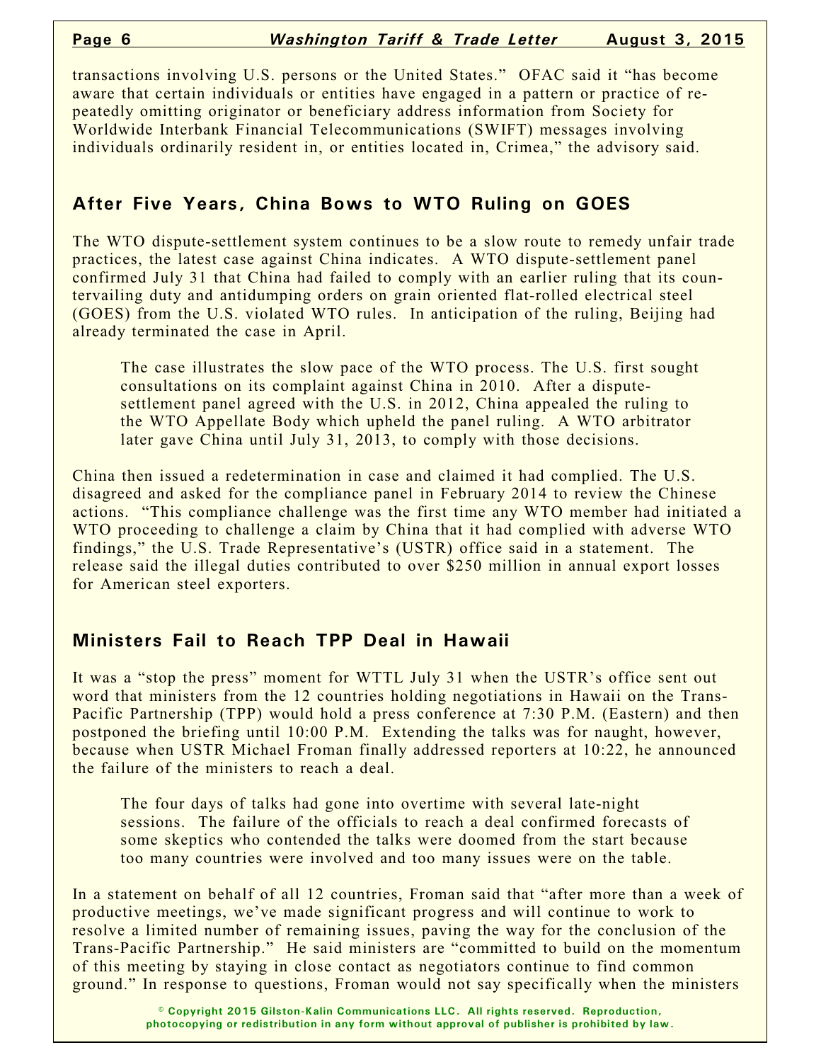transactions involving U.S. persons or the United States." OFAC said it "has become aware that certain individuals or entities have engaged in a pattern or practice of repeatedly omitting originator or beneficiary address information from Society for Worldwide Interbank Financial Telecommunications (SWIFT) messages involving individuals ordinarily resident in, or entities located in, Crimea," the advisory said.

## After Five Years, China Bows to WTO Ruling on GOES

The WTO dispute-settlement system continues to be a slow route to remedy unfair trade practices, the latest case against China indicates. A WTO dispute-settlement panel confirmed July 31 that China had failed to comply with an earlier ruling that its countervailing duty and antidumping orders on grain oriented flat-rolled electrical steel (GOES) from the U.S. violated WTO rules. In anticipation of the ruling, Beijing had already terminated the case in April.

> The case illustrates the slow pace of the WTO process. The U.S. first sought consultations on its complaint against China in 2010. After a dispute-settlement panel agreed with the U.S. in 2012, China appealed the ruling to the WTO Appellate Body which upheld the panel ruling. A WTO arbitrator later gave China until July 31, 2013, to comply with those decisions.

China then issued a redetermination in case and claimed it had complied. The U.S. disagreed and asked for the compliance panel in February 2014 to review the Chinese actions. "This compliance challenge was the first time any WTO member had initiated a WTO proceeding to challenge a claim by China that it had complied with adverse WTO findings," the U.S. Trade Representative's (USTR) office said in a statement. The release said the illegal duties contributed to over $250 million in annual export losses for American steel exporters.

## Ministers Fail to Reach TPP Deal in Hawaii

It was a "stop the press" moment for WTTL July 31 when the USTR's office sent out word that ministers from the 12 countries holding negotiations in Hawaii on the Trans-Pacific Partnership (TPP) would hold a press conference at 7:30 P.M. (Eastern) and then postponed the briefing until 10:00 P.M. Extending the talks was for naught, however, because when USTR Michael Froman finally addressed reporters at 10:22, he announced the failure of the ministers to reach a deal.

> The four days of talks had gone into overtime with several late-night sessions. The failure of the officials to reach a deal confirmed forecasts of some skeptics who contended the talks were doomed from the start because too many countries were involved and too many issues were on the table.

In a statement on behalf of all 12 countries, Froman said that "after more than a week of productive meetings, we've made significant progress and will continue to work to resolve a limited number of remaining issues, paving the way for the conclusion of the Trans-Pacific Partnership." He said ministers are "committed to build on the momentum of this meeting by staying in close contact as negotiators continue to find common ground." In response to questions, Froman would not say specifically when the ministers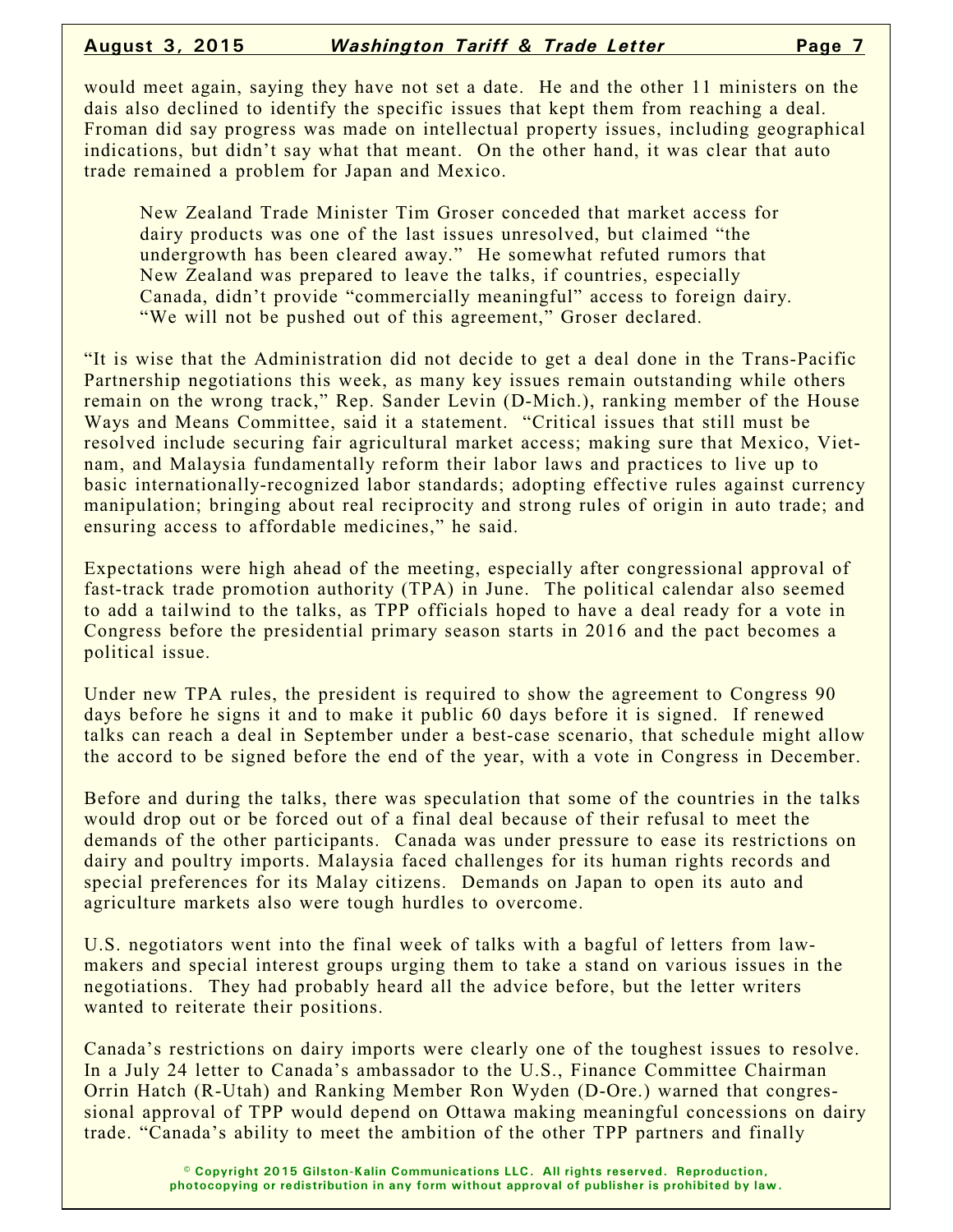would meet again, saying they have not set a date. He and the other 11 ministers on the dais also declined to identify the specific issues that kept them from reaching a deal. Froman did say progress was made on intellectual property issues, including geographical indications, but didn't say what that meant. On the other hand, it was clear that auto trade remained a problem for Japan and Mexico.

> New Zealand Trade Minister Tim Groser conceded that market access for dairy products was one of the last issues unresolved, but claimed "the undergrowth has been cleared away." He somewhat refuted rumors that New Zealand was prepared to leave the talks, if countries, especially Canada, didn't provide "commercially meaningful" access to foreign dairy. "We will not be pushed out of this agreement," Groser declared.

"It is wise that the Administration did not decide to get a deal done in the Trans-Pacific Partnership negotiations this week, as many key issues remain outstanding while others remain on the wrong track," Rep. Sander Levin (D-Mich.), ranking member of the House Ways and Means Committee, said it a statement. "Critical issues that still must be resolved include securing fair agricultural market access; making sure that Mexico, Vietnam, and Malaysia fundamentally reform their labor laws and practices to live up to basic internationally-recognized labor standards; adopting effective rules against currency manipulation; bringing about real reciprocity and strong rules of origin in auto trade; and ensuring access to affordable medicines," he said.

Expectations were high ahead of the meeting, especially after congressional approval of fast-track trade promotion authority (TPA) in June. The political calendar also seemed to add a tailwind to the talks, as TPP officials hoped to have a deal ready for a vote in Congress before the presidential primary season starts in 2016 and the pact becomes a political issue.

Under new TPA rules, the president is required to show the agreement to Congress 90 days before he signs it and to make it public 60 days before it is signed. If renewed talks can reach a deal in September under a best-case scenario, that schedule might allow the accord to be signed before the end of the year, with a vote in Congress in December.

Before and during the talks, there was speculation that some of the countries in the talks would drop out or be forced out of a final deal because of their refusal to meet the demands of the other participants. Canada was under pressure to ease its restrictions on dairy and poultry imports. Malaysia faced challenges for its human rights records and special preferences for its Malay citizens. Demands on Japan to open its auto and agriculture markets also were tough hurdles to overcome.

U.S. negotiators went into the final week of talks with a bagful of letters from lawmakers and special interest groups urging them to take a stand on various issues in the negotiations. They had probably heard all the advice before, but the letter writers wanted to reiterate their positions.

Canada's restrictions on dairy imports were clearly one of the toughest issues to resolve. In a July 24 letter to Canada's ambassador to the U.S., Finance Committee Chairman Orrin Hatch (R-Utah) and Ranking Member Ron Wyden (D-Ore.) warned that congressional approval of TPP would depend on Ottawa making meaningful concessions on dairy trade. "Canada's ability to meet the ambition of the other TPP partners and finally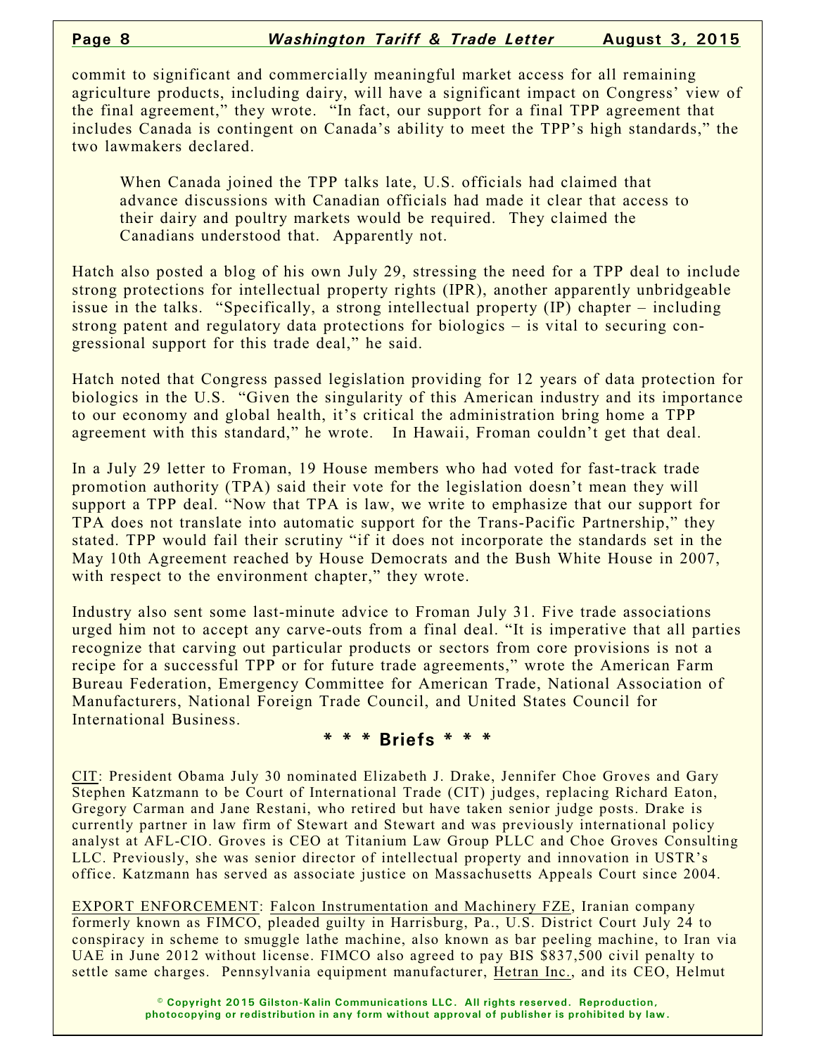commit to significant and commercially meaningful market access for all remaining agriculture products, including dairy, will have a significant impact on Congress' view of the final agreement," they wrote. "In fact, our support for a final TPP agreement that includes Canada is contingent on Canada's ability to meet the TPP's high standards," the two lawmakers declared.

> When Canada joined the TPP talks late, U.S. officials had claimed that advance discussions with Canadian officials had made it clear that access to their dairy and poultry markets would be required. They claimed the Canadians understood that. Apparently not.

Hatch also posted a blog of his own July 29, stressing the need for a TPP deal to include strong protections for intellectual property rights (IPR), another apparently unbridgeable issue in the talks. "Specifically, a strong intellectual property (IP) chapter – including strong patent and regulatory data protections for biologics – is vital to securing congressional support for this trade deal," he said.

Hatch noted that Congress passed legislation providing for 12 years of data protection for biologics in the U.S. "Given the singularity of this American industry and its importance to our economy and global health, it's critical the administration bring home a TPP agreement with this standard," he wrote. In Hawaii, Froman couldn't get that deal.

In a July 29 letter to Froman, 19 House members who had voted for fast-track trade promotion authority (TPA) said their vote for the legislation doesn't mean they will support a TPP deal. "Now that TPA is law, we write to emphasize that our support for TPA does not translate into automatic support for the Trans-Pacific Partnership," they stated. TPP would fail their scrutiny "if it does not incorporate the standards set in the May 10th Agreement reached by House Democrats and the Bush White House in 2007, with respect to the environment chapter," they wrote.

Industry also sent some last-minute advice to Froman July 31. Five trade associations urged him not to accept any carve-outs from a final deal. "It is imperative that all parties recognize that carving out particular products or sectors from core provisions is not a recipe for a successful TPP or for future trade agreements," wrote the American Farm Bureau Federation, Emergency Committee for American Trade, National Association of Manufacturers, National Foreign Trade Council, and United States Council for International Business.

## * * * Briefs * * *

CIT: President Obama July 30 nominated Elizabeth J. Drake, Jennifer Choe Groves and Gary Stephen Katzmann to be Court of International Trade (CIT) judges, replacing Richard Eaton, Gregory Carman and Jane Restani, who retired but have taken senior judge posts. Drake is currently partner in law firm of Stewart and Stewart and was previously international policy analyst at AFL-CIO. Groves is CEO at Titanium Law Group PLLC and Choe Groves Consulting LLC. Previously, she was senior director of intellectual property and innovation in USTR's office. Katzmann has served as associate justice on Massachusetts Appeals Court since 2004.

EXPORT ENFORCEMENT: Falcon Instrumentation and Machinery FZE, Iranian company formerly known as FIMCO, pleaded guilty in Harrisburg, Pa., U.S. District Court July 24 to conspiracy in scheme to smuggle lathe machine, also known as bar peeling machine, to Iran via UAE in June 2012 without license. FIMCO also agreed to pay BIS $837,500 civil penalty to settle same charges. Pennsylvania equipment manufacturer, Hetran Inc., and its CEO, Helmut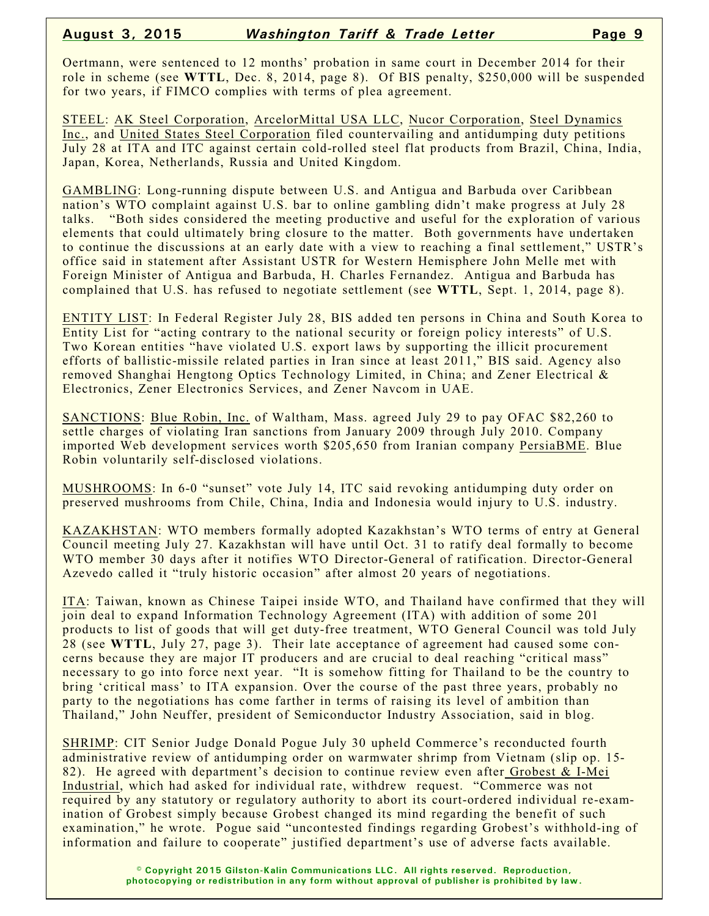Oertmann, were sentenced to 12 months' probation in same court in December 2014 for their role in scheme (see **WTTL**, Dec. 8, 2014, page 8). Of BIS penalty, $250,000 will be suspended for two years, if FIMCO complies with terms of plea agreement.

STEEL: AK Steel Corporation, ArcelorMittal USA LLC, Nucor Corporation, Steel Dynamics Inc., and United States Steel Corporation filed countervailing and antidumping duty petitions July 28 at ITA and ITC against certain cold-rolled steel flat products from Brazil, China, India, Japan, Korea, Netherlands, Russia and United Kingdom.

GAMBLING: Long-running dispute between U.S. and Antigua and Barbuda over Caribbean nation's WTO complaint against U.S. bar to online gambling didn't make progress at July 28 talks. "Both sides considered the meeting productive and useful for the exploration of various elements that could ultimately bring closure to the matter. Both governments have undertaken to continue the discussions at an early date with a view to reaching a final settlement," USTR's office said in statement after Assistant USTR for Western Hemisphere John Melle met with Foreign Minister of Antigua and Barbuda, H. Charles Fernandez. Antigua and Barbuda has complained that U.S. has refused to negotiate settlement (see **WTTL**, Sept. 1, 2014, page 8).

ENTITY LIST: In Federal Register July 28, BIS added ten persons in China and South Korea to Entity List for "acting contrary to the national security or foreign policy interests" of U.S. Two Korean entities "have violated U.S. export laws by supporting the illicit procurement efforts of ballistic-missile related parties in Iran since at least 2011," BIS said. Agency also removed Shanghai Hengtong Optics Technology Limited, in China; and Zener Electrical & Electronics, Zener Electronics Services, and Zener Navcom in UAE.

SANCTIONS: Blue Robin, Inc. of Waltham, Mass. agreed July 29 to pay OFAC $82,260 to settle charges of violating Iran sanctions from January 2009 through July 2010. Company imported Web development services worth $205,650 from Iranian company PersiaBME. Blue Robin voluntarily self-disclosed violations.

MUSHROOMS: In 6-0 "sunset" vote July 14, ITC said revoking antidumping duty order on preserved mushrooms from Chile, China, India and Indonesia would injury to U.S. industry.

KAZAKHSTAN: WTO members formally adopted Kazakhstan's WTO terms of entry at General Council meeting July 27. Kazakhstan will have until Oct. 31 to ratify deal formally to become WTO member 30 days after it notifies WTO Director-General of ratification. Director-General Azevedo called it "truly historic occasion" after almost 20 years of negotiations.

ITA: Taiwan, known as Chinese Taipei inside WTO, and Thailand have confirmed that they will join deal to expand Information Technology Agreement (ITA) with addition of some 201 products to list of goods that will get duty-free treatment, WTO General Council was told July 28 (see **WTTL**, July 27, page 3). Their late acceptance of agreement had caused some concerns because they are major IT producers and are crucial to deal reaching "critical mass" necessary to go into force next year. "It is somehow fitting for Thailand to be the country to bring 'critical mass' to ITA expansion. Over the course of the past three years, probably no party to the negotiations has come farther in terms of raising its level of ambition than Thailand," John Neuffer, president of Semiconductor Industry Association, said in blog.

SHRIMP: CIT Senior Judge Donald Pogue July 30 upheld Commerce's reconducted fourth administrative review of antidumping order on warmwater shrimp from Vietnam (slip op. 15-82). He agreed with department's decision to continue review even after Grobest & I-Mei Industrial, which had asked for individual rate, withdrew request. "Commerce was not required by any statutory or regulatory authority to abort its court-ordered individual re-examination of Grobest simply because Grobest changed its mind regarding the benefit of such examination," he wrote. Pogue said "uncontested findings regarding Grobest's withhold-ing of information and failure to cooperate" justified department's use of adverse facts available.

© Copyright 2015 Gilston-Kalin Communications LLC. All rights reserved. Reproduction, photocopying or redistribution in any form without approval of publisher is prohibited by law.